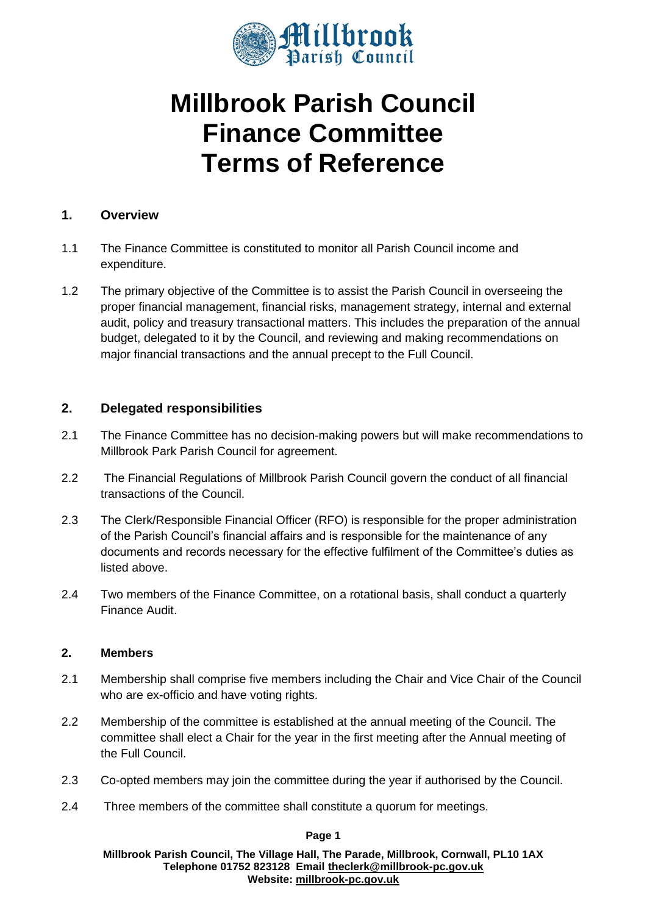# Millbrook Parish Council
# Finance Committee
# Terms of Reference

## 1. Overview

1.1 The Finance Committee is constituted to monitor all Parish Council income and expenditure.

1.2 The primary objective of the Committee is to assist the Parish Council in overseeing the proper financial management, financial risks, management strategy, internal and external audit, policy and treasury transactional matters. This includes the preparation of the annual budget, delegated to it by the Council, and reviewing and making recommendations on major financial transactions and the annual precept to the Full Council.

## 2. Delegated responsibilities

2.1 The Finance Committee has no decision-making powers but will make recommendations to Millbrook Park Parish Council for agreement.

2.2 The Financial Regulations of Millbrook Parish Council govern the conduct of all financial transactions of the Council.

2.3 The Clerk/Responsible Financial Officer (RFO) is responsible for the proper administration of the Parish Council's financial affairs and is responsible for the maintenance of any documents and records necessary for the effective fulfilment of the Committee's duties as listed above.

2.4 Two members of the Finance Committee, on a rotational basis, shall conduct a quarterly Finance Audit.

## 2. Members

2.1 Membership shall comprise five members including the Chair and Vice Chair of the Council who are ex-officio and have voting rights.

2.2 Membership of the committee is established at the annual meeting of the Council. The committee shall elect a Chair for the year in the first meeting after the Annual meeting of the Full Council.

2.3 Co-opted members may join the committee during the year if authorised by the Council.

2.4 Three members of the committee shall constitute a quorum for meetings.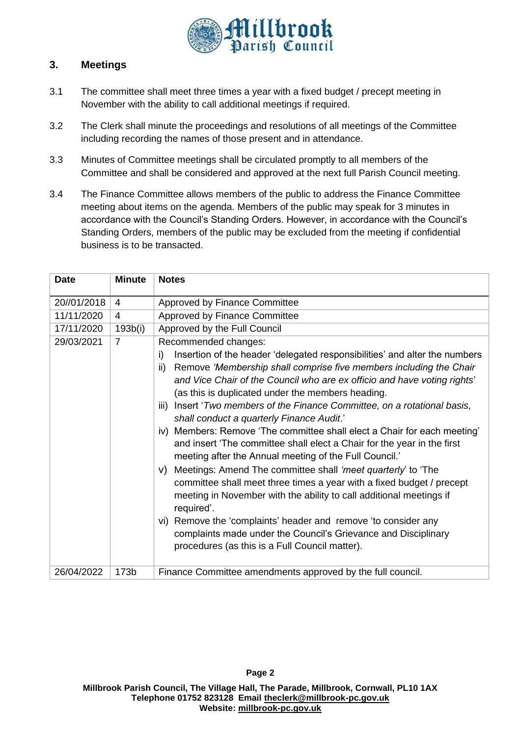## 3. Meetings

3.1 The committee shall meet three times a year with a fixed budget / precept meeting in November with the ability to call additional meetings if required.

3.2 The Clerk shall minute the proceedings and resolutions of all meetings of the Committee including recording the names of those present and in attendance.

3.3 Minutes of Committee meetings shall be circulated promptly to all members of the Committee and shall be considered and approved at the next full Parish Council meeting.

3.4 The Finance Committee allows members of the public to address the Finance Committee meeting about items on the agenda. Members of the public may speak for 3 minutes in accordance with the Council's Standing Orders. However, in accordance with the Council's Standing Orders, members of the public may be excluded from the meeting if confidential business is to be transacted.

| Date | Minute | Notes |
|---|---|---|
| 20//01/2018 | 4 | Approved by Finance Committee |
| 11/11/2020 | 4 | Approved by Finance Committee |
| 17/11/2020 | 193b(i) | Approved by the Full Council |
| 29/03/2021 | 7 | Recommended changes:<br>i) Insertion of the header 'delegated responsibilities' and alter the numbers<br>ii) Remove *'Membership shall comprise five members including the Chair and Vice Chair of the Council who are ex officio and have voting rights*' (as this is duplicated under the members heading.<br>iii) Insert '*Two members of the Finance Committee, on a rotational basis, shall conduct a quarterly Finance Audit*.'<br>iv) Members: Remove 'The committee shall elect a Chair for each meeting' and insert 'The committee shall elect a Chair for the year in the first meeting after the Annual meeting of the Full Council.'<br>v) Meetings: Amend The committee shall *'meet quarterly*' to 'The committee shall meet three times a year with a fixed budget / precept meeting in November with the ability to call additional meetings if required'.<br>vi) Remove the 'complaints' header and remove 'to consider any complaints made under the Council's Grievance and Disciplinary procedures (as this is a Full Council matter). |
| 26/04/2022 | 173b | Finance Committee amendments approved by the full council. |

**Millbrook Parish Council, The Village Hall, The Parade, Millbrook, Cornwall, PL10 1AX**
**Telephone 01752 823128 Email theclerk@millbrook-pc.gov.uk**
**Website: millbrook-pc.gov.uk**